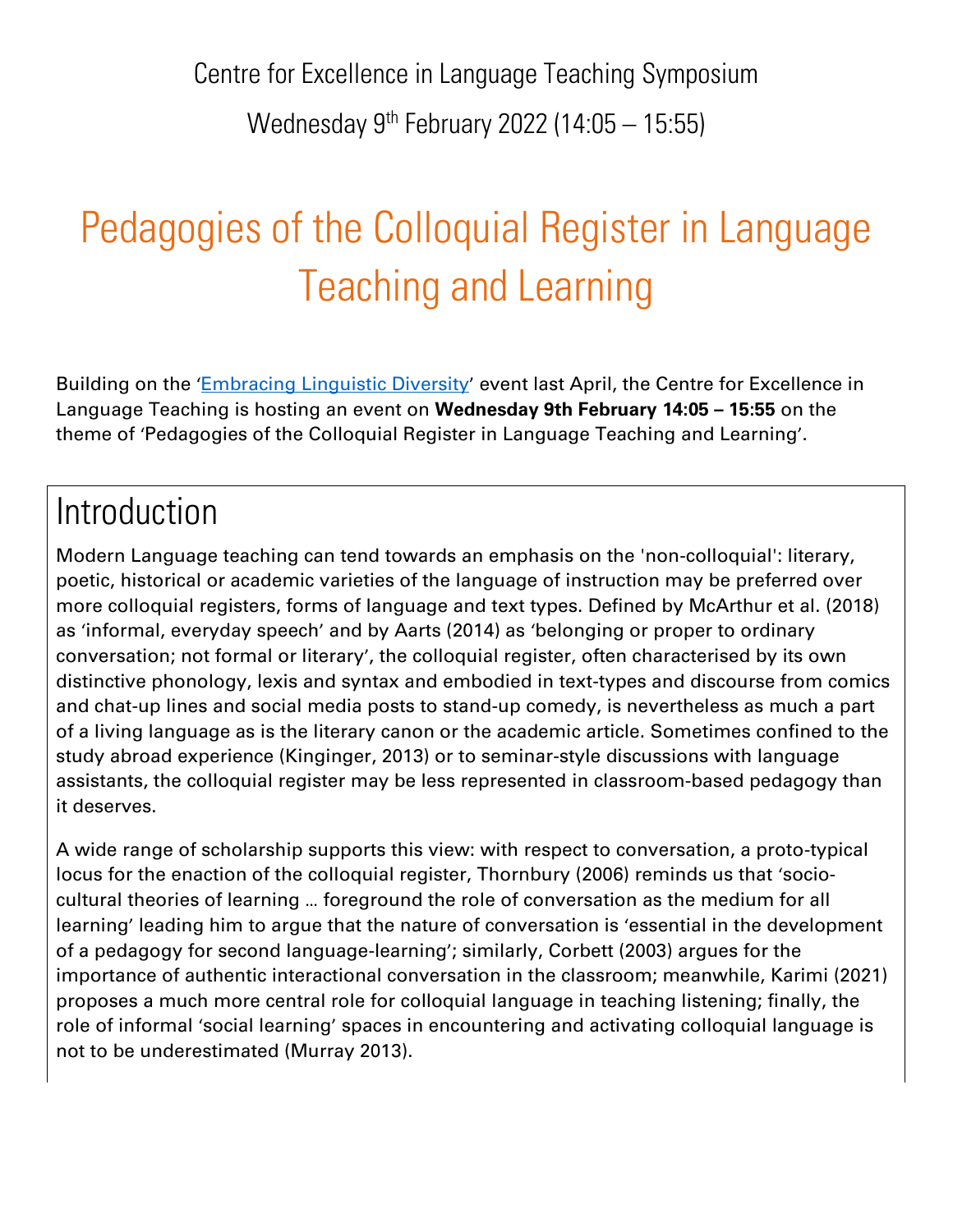Centre for Excellence in Language Teaching Symposium

Wednesday 9th February 2022 (14:05 – 15:55)

# Pedagogies of the Colloquial Register in Language Teaching and Learning

Building on the '[Embracing Linguistic Diversity](#)' event last April, the Centre for Excellence in Language Teaching is hosting an event on **Wednesday 9th February 14:05 – 15:55** on the theme of 'Pedagogies of the Colloquial Register in Language Teaching and Learning'.

## Introduction

Modern Language teaching can tend towards an emphasis on the 'non-colloquial': literary, poetic, historical or academic varieties of the language of instruction may be preferred over more colloquial registers, forms of language and text types. Defined by McArthur et al. (2018) as 'informal, everyday speech' and by Aarts (2014) as 'belonging or proper to ordinary conversation; not formal or literary', the colloquial register, often characterised by its own distinctive phonology, lexis and syntax and embodied in text-types and discourse from comics and chat-up lines and social media posts to stand-up comedy, is nevertheless as much a part of a living language as is the literary canon or the academic article. Sometimes confined to the study abroad experience (Kinginger, 2013) or to seminar-style discussions with language assistants, the colloquial register may be less represented in classroom-based pedagogy than it deserves.

A wide range of scholarship supports this view: with respect to conversation, a proto-typical locus for the enaction of the colloquial register, Thornbury (2006) reminds us that 'socio-cultural theories of learning … foreground the role of conversation as the medium for all learning' leading him to argue that the nature of conversation is 'essential in the development of a pedagogy for second language-learning'; similarly, Corbett (2003) argues for the importance of authentic interactional conversation in the classroom; meanwhile, Karimi (2021) proposes a much more central role for colloquial language in teaching listening; finally, the role of informal 'social learning' spaces in encountering and activating colloquial language is not to be underestimated (Murray 2013).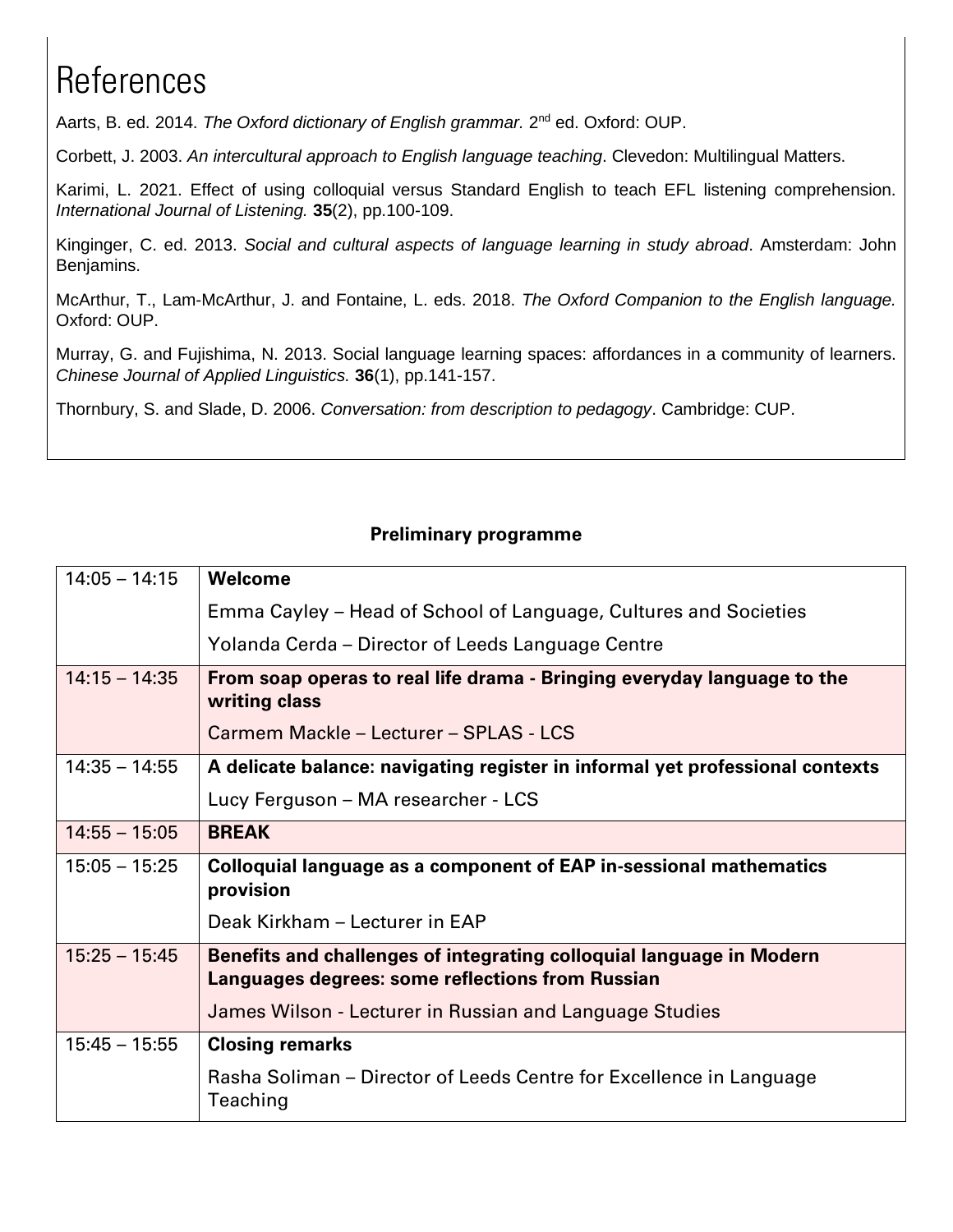# References

Aarts, B. ed. 2014. *The Oxford dictionary of English grammar.* 2nd ed. Oxford: OUP.

Corbett, J. 2003. *An intercultural approach to English language teaching*. Clevedon: Multilingual Matters.

Karimi, L. 2021. Effect of using colloquial versus Standard English to teach EFL listening comprehension. *International Journal of Listening.* **35**(2), pp.100-109.

Kinginger, C. ed. 2013. *Social and cultural aspects of language learning in study abroad*. Amsterdam: John Benjamins.

McArthur, T., Lam-McArthur, J. and Fontaine, L. eds. 2018. *The Oxford Companion to the English language.* Oxford: OUP.

Murray, G. and Fujishima, N. 2013. Social language learning spaces: affordances in a community of learners. *Chinese Journal of Applied Linguistics.* **36**(1), pp.141-157.

Thornbury, S. and Slade, D. 2006. *Conversation: from description to pedagogy*. Cambridge: CUP.

**Preliminary programme**

| | |
|---|---|
| 14:05 – 14:15 | **Welcome**<br>Emma Cayley – Head of School of Language, Cultures and Societies<br>Yolanda Cerda – Director of Leeds Language Centre |
| 14:15 – 14:35 | **From soap operas to real life drama - Bringing everyday language to the writing class**<br>Carmem Mackle – Lecturer – SPLAS - LCS |
| 14:35 – 14:55 | **A delicate balance: navigating register in informal yet professional contexts**<br>Lucy Ferguson – MA researcher - LCS |
| 14:55 – 15:05 | **BREAK** |
| 15:05 – 15:25 | **Colloquial language as a component of EAP in-sessional mathematics provision**<br>Deak Kirkham – Lecturer in EAP |
| 15:25 – 15:45 | **Benefits and challenges of integrating colloquial language in Modern Languages degrees: some reflections from Russian**<br>James Wilson - Lecturer in Russian and Language Studies |
| 15:45 – 15:55 | **Closing remarks**<br>Rasha Soliman – Director of Leeds Centre for Excellence in Language Teaching |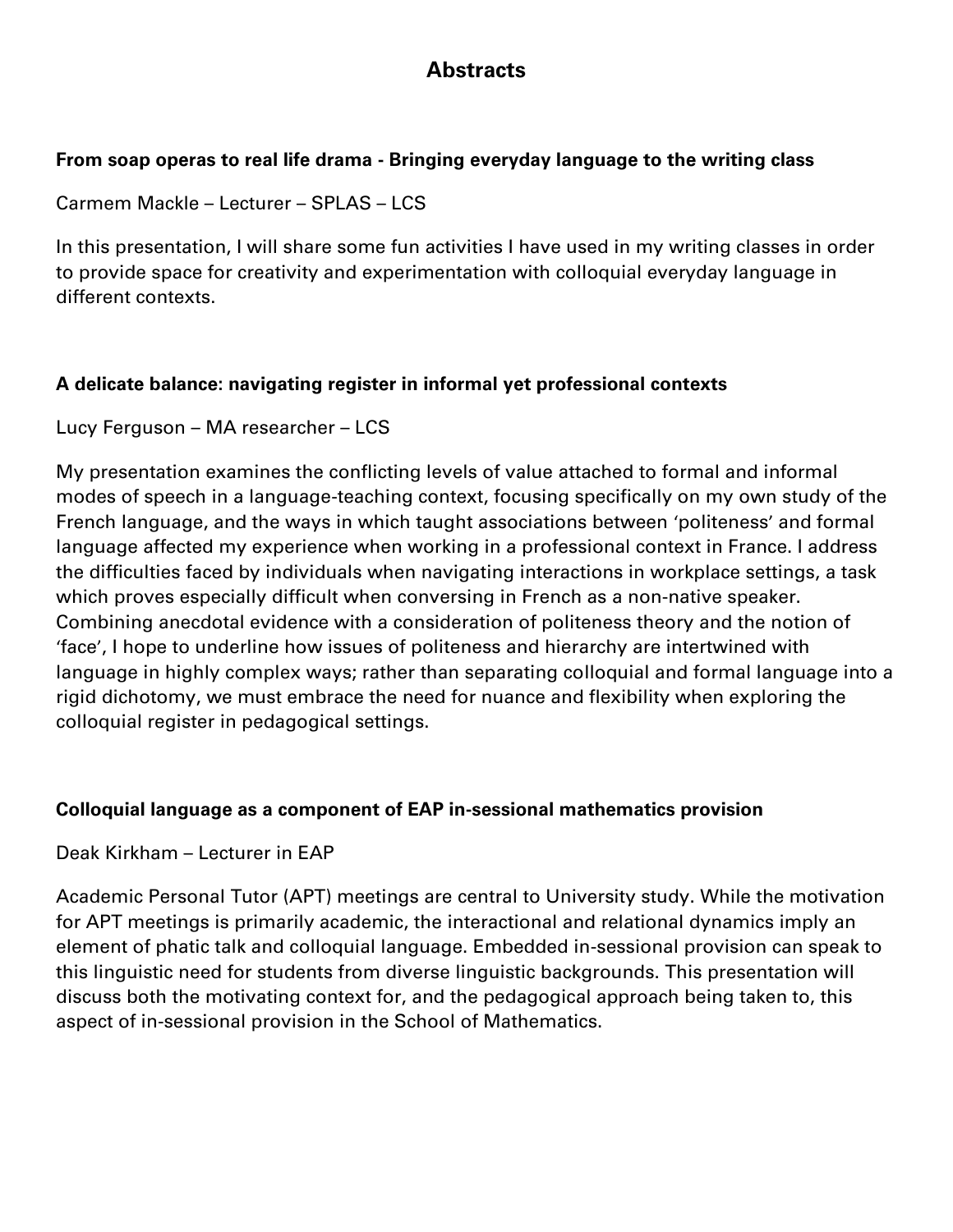# Abstracts

### From soap operas to real life drama - Bringing everyday language to the writing class

Carmem Mackle – Lecturer – SPLAS – LCS

In this presentation, I will share some fun activities I have used in my writing classes in order to provide space for creativity and experimentation with colloquial everyday language in different contexts.

### A delicate balance: navigating register in informal yet professional contexts

Lucy Ferguson – MA researcher – LCS

My presentation examines the conflicting levels of value attached to formal and informal modes of speech in a language-teaching context, focusing specifically on my own study of the French language, and the ways in which taught associations between 'politeness' and formal language affected my experience when working in a professional context in France. I address the difficulties faced by individuals when navigating interactions in workplace settings, a task which proves especially difficult when conversing in French as a non-native speaker. Combining anecdotal evidence with a consideration of politeness theory and the notion of 'face', I hope to underline how issues of politeness and hierarchy are intertwined with language in highly complex ways; rather than separating colloquial and formal language into a rigid dichotomy, we must embrace the need for nuance and flexibility when exploring the colloquial register in pedagogical settings.

### Colloquial language as a component of EAP in-sessional mathematics provision

Deak Kirkham – Lecturer in EAP

Academic Personal Tutor (APT) meetings are central to University study. While the motivation for APT meetings is primarily academic, the interactional and relational dynamics imply an element of phatic talk and colloquial language. Embedded in-sessional provision can speak to this linguistic need for students from diverse linguistic backgrounds. This presentation will discuss both the motivating context for, and the pedagogical approach being taken to, this aspect of in-sessional provision in the School of Mathematics.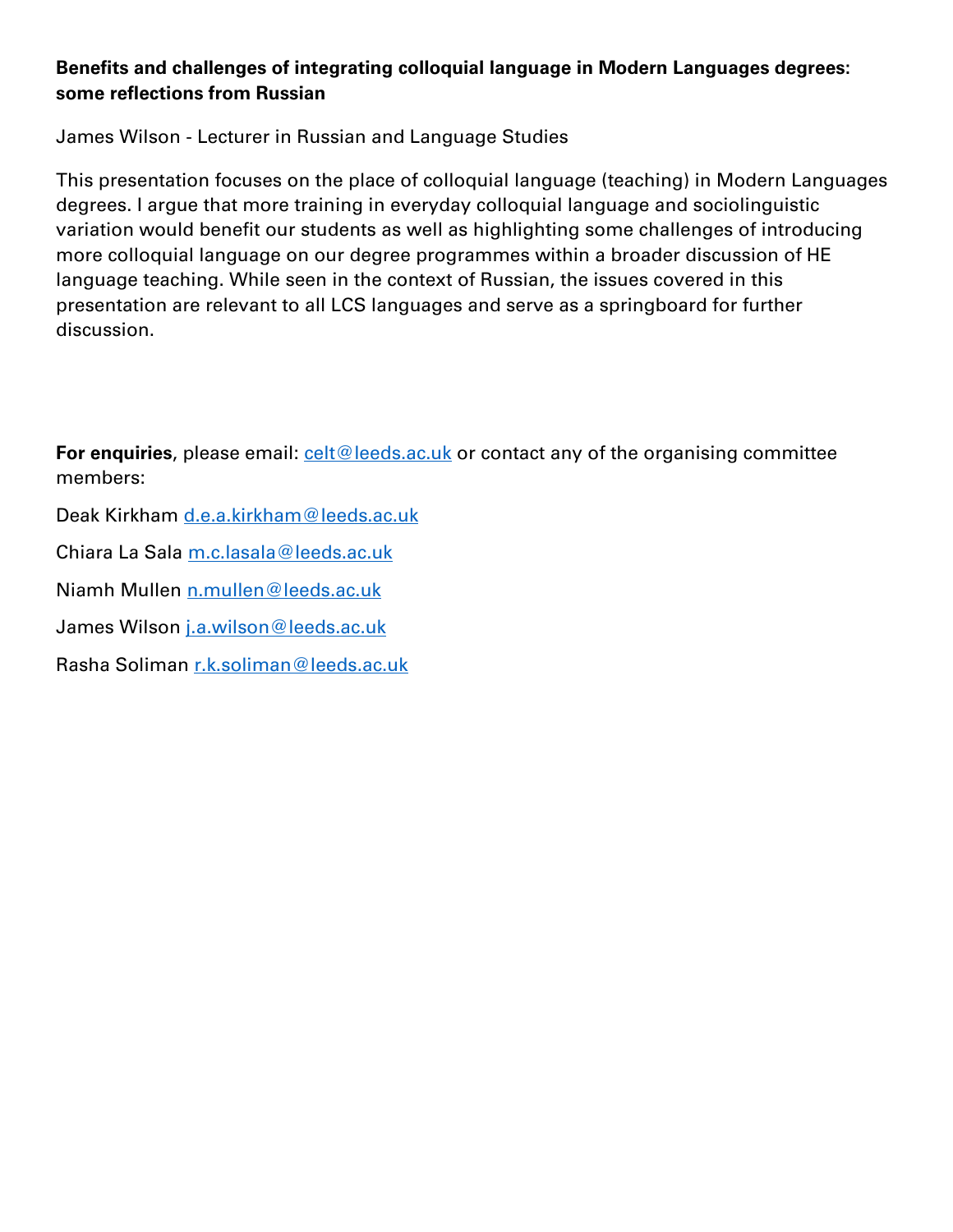**Benefits and challenges of integrating colloquial language in Modern Languages degrees: some reflections from Russian**

James Wilson - Lecturer in Russian and Language Studies

This presentation focuses on the place of colloquial language (teaching) in Modern Languages degrees. I argue that more training in everyday colloquial language and sociolinguistic variation would benefit our students as well as highlighting some challenges of introducing more colloquial language on our degree programmes within a broader discussion of HE language teaching. While seen in the context of Russian, the issues covered in this presentation are relevant to all LCS languages and serve as a springboard for further discussion.

**For enquiries**, please email: celt@leeds.ac.uk or contact any of the organising committee members:

Deak Kirkham d.e.a.kirkham@leeds.ac.uk

Chiara La Sala m.c.lasala@leeds.ac.uk

Niamh Mullen n.mullen@leeds.ac.uk

James Wilson j.a.wilson@leeds.ac.uk

Rasha Soliman r.k.soliman@leeds.ac.uk